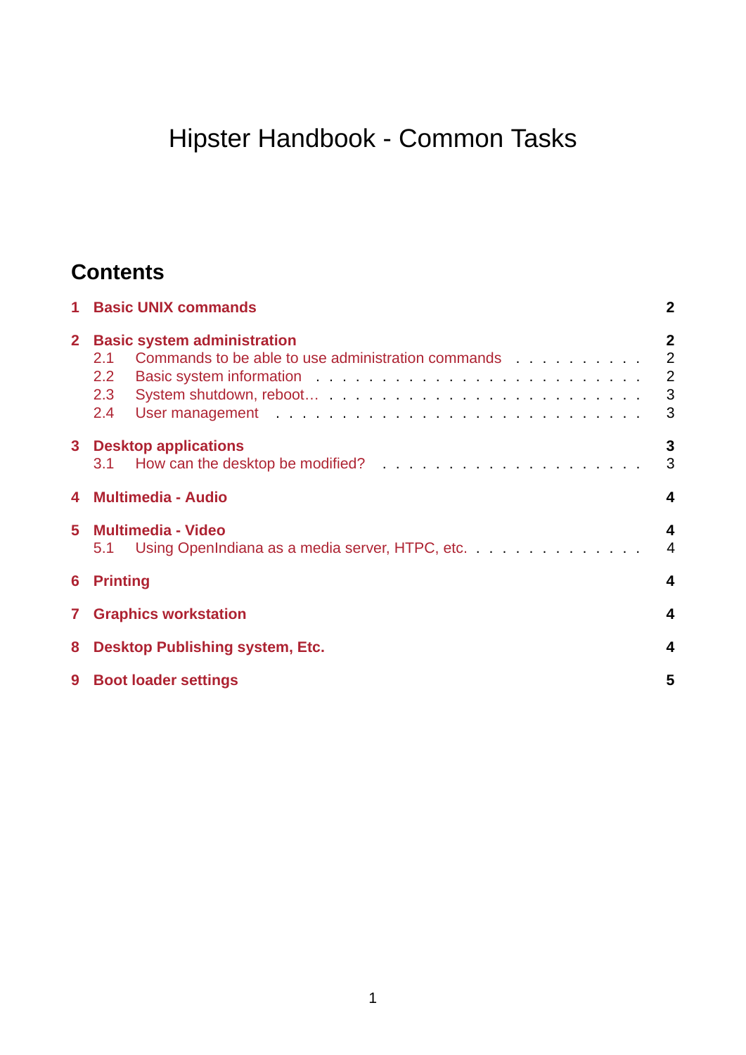# Hipster Handbook - Common Tasks

## Contents

- **1 Basic UNIX commands** — **2**
- **2 Basic system administration** — **2**
  - 2.1 Commands to be able to use administration commands — 2
  - 2.2 Basic system information — 2
  - 2.3 System shutdown, reboot… — 3
  - 2.4 User management — 3
- **3 Desktop applications** — **3**
  - 3.1 How can the desktop be modified? — 3
- **4 Multimedia - Audio** — **4**
- **5 Multimedia - Video** — **4**
  - 5.1 Using OpenIndiana as a media server, HTPC, etc. — 4
- **6 Printing** — **4**
- **7 Graphics workstation** — **4**
- **8 Desktop Publishing system, Etc.** — **4**
- **9 Boot loader settings** — **5**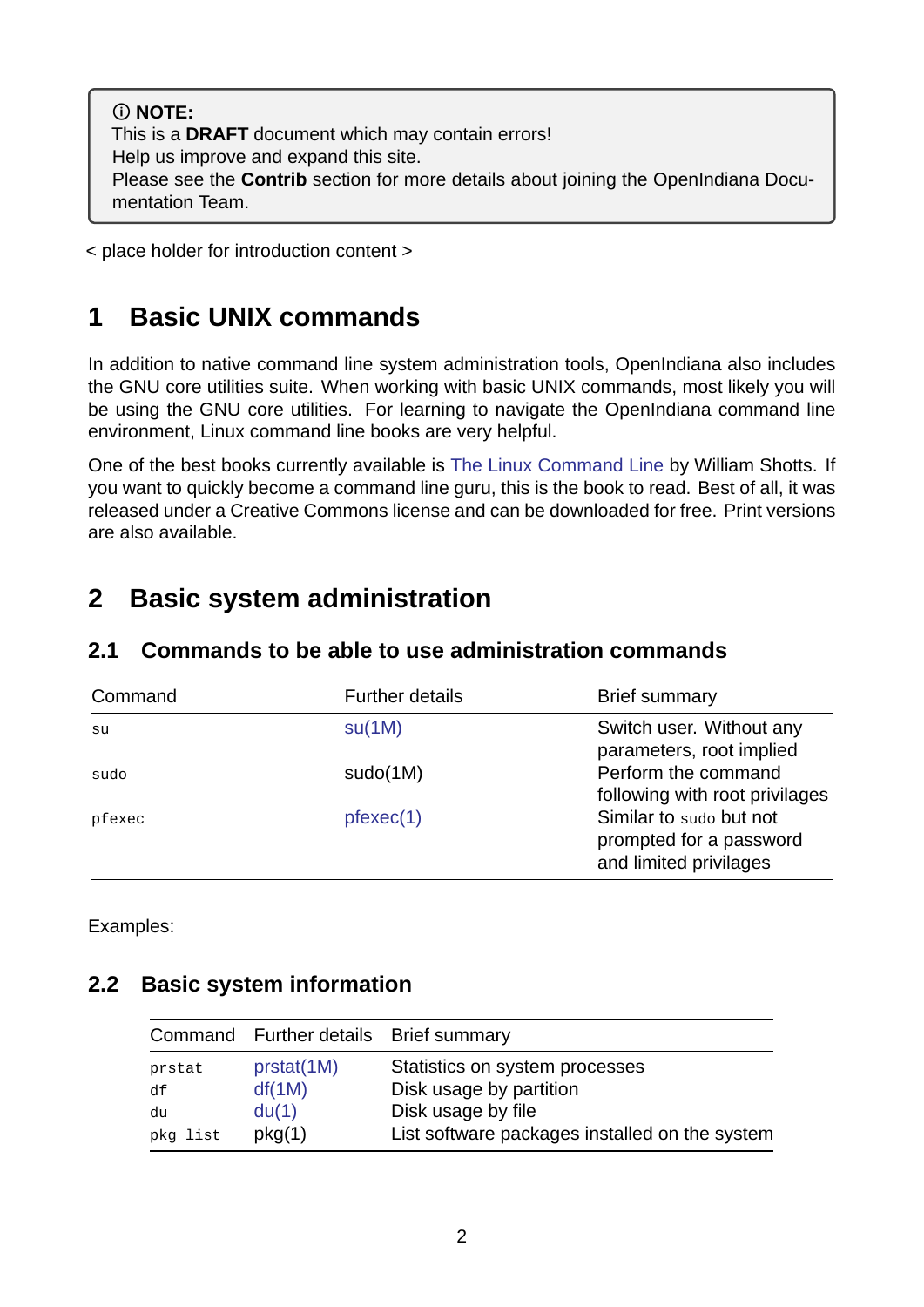> ⓘ **NOTE:**
> This is a **DRAFT** document which may contain errors!
> Help us improve and expand this site.
> Please see the **Contrib** section for more details about joining the OpenIndiana Documentation Team.

< place holder for introduction content >

# 1 Basic UNIX commands

In addition to native command line system administration tools, OpenIndiana also includes the GNU core utilities suite. When working with basic UNIX commands, most likely you will be using the GNU core utilities. For learning to navigate the OpenIndiana command line environment, Linux command line books are very helpful.

One of the best books currently available is The Linux Command Line by William Shotts. If you want to quickly become a command line guru, this is the book to read. Best of all, it was released under a Creative Commons license and can be downloaded for free. Print versions are also available.

# 2 Basic system administration

## 2.1 Commands to be able to use administration commands

| Command | Further details | Brief summary |
|---|---|---|
| `su` | su(1M) | Switch user. Without any parameters, root implied |
| `sudo` | sudo(1M) | Perform the command following with root privilages |
| `pfexec` | pfexec(1) | Similar to `sudo` but not prompted for a password and limited privilages |

Examples:

## 2.2 Basic system information

| Command | Further details | Brief summary |
|---|---|---|
| `prstat` | prstat(1M) | Statistics on system processes |
| `df` | df(1M) | Disk usage by partition |
| `du` | du(1) | Disk usage by file |
| `pkg list` | pkg(1) | List software packages installed on the system |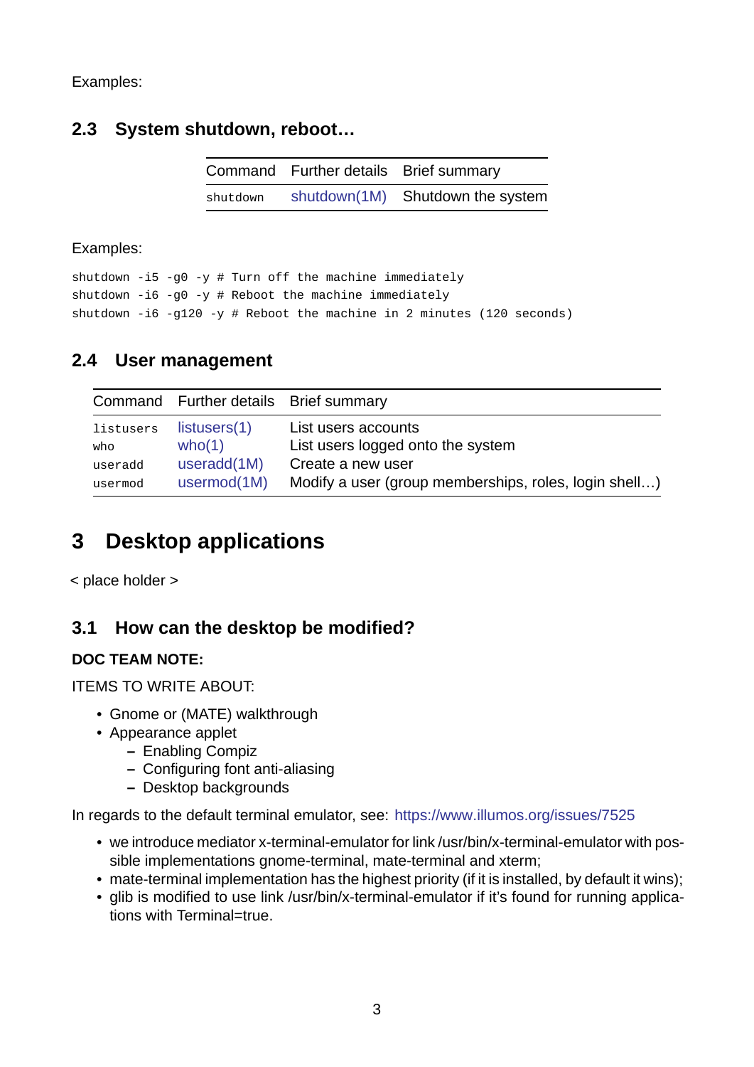Examples:

### 2.3 System shutdown, reboot…

| Command | Further details | Brief summary |
|---|---|---|
| `shutdown` | shutdown(1M) | Shutdown the system |

Examples:

```
shutdown -i5 -g0 -y # Turn off the machine immediately
shutdown -i6 -g0 -y # Reboot the machine immediately
shutdown -i6 -g120 -y # Reboot the machine in 2 minutes (120 seconds)
```

### 2.4 User management

| Command | Further details | Brief summary |
|---|---|---|
| `listusers` | listusers(1) | List users accounts |
| `who` | who(1) | List users logged onto the system |
| `useradd` | useradd(1M) | Create a new user |
| `usermod` | usermod(1M) | Modify a user (group memberships, roles, login shell…) |

## 3 Desktop applications

< place holder >

### 3.1 How can the desktop be modified?

**DOC TEAM NOTE:**

ITEMS TO WRITE ABOUT:

- Gnome or (MATE) walkthrough
- Appearance applet
  - Enabling Compiz
  - Configuring font anti-aliasing
  - Desktop backgrounds

In regards to the default terminal emulator, see: https://www.illumos.org/issues/7525

- we introduce mediator x-terminal-emulator for link /usr/bin/x-terminal-emulator with possible implementations gnome-terminal, mate-terminal and xterm;
- mate-terminal implementation has the highest priority (if it is installed, by default it wins);
- glib is modified to use link /usr/bin/x-terminal-emulator if it's found for running applications with Terminal=true.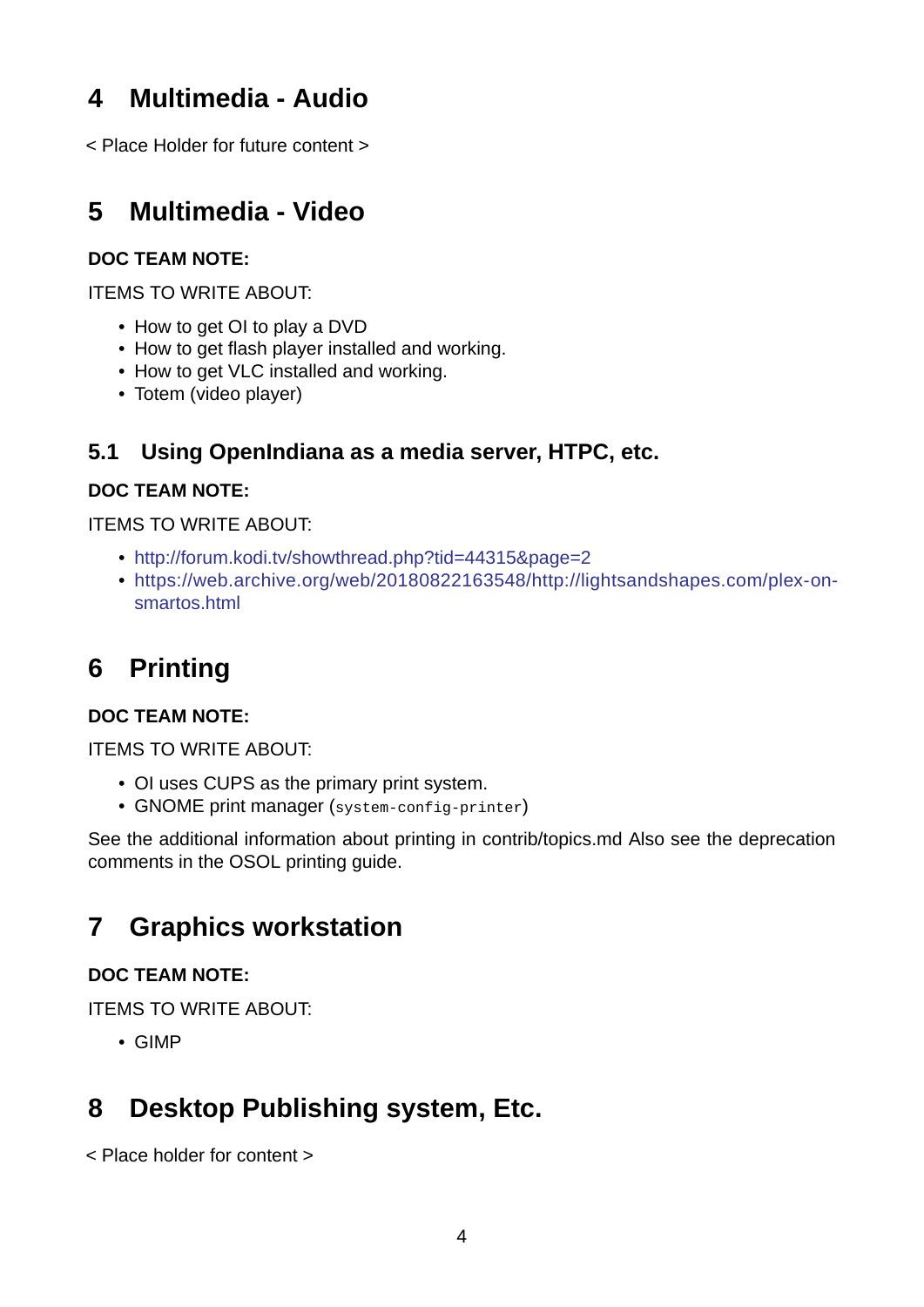# 4 Multimedia - Audio

< Place Holder for future content >

# 5 Multimedia - Video

**DOC TEAM NOTE:**

ITEMS TO WRITE ABOUT:

- How to get OI to play a DVD
- How to get flash player installed and working.
- How to get VLC installed and working.
- Totem (video player)

## 5.1 Using OpenIndiana as a media server, HTPC, etc.

**DOC TEAM NOTE:**

ITEMS TO WRITE ABOUT:

- http://forum.kodi.tv/showthread.php?tid=44315&page=2
- https://web.archive.org/web/20180822163548/http://lightsandshapes.com/plex-on-smartos.html

# 6 Printing

**DOC TEAM NOTE:**

ITEMS TO WRITE ABOUT:

- OI uses CUPS as the primary print system.
- GNOME print manager (`system-config-printer`)

See the additional information about printing in contrib/topics.md Also see the deprecation comments in the OSOL printing guide.

# 7 Graphics workstation

**DOC TEAM NOTE:**

ITEMS TO WRITE ABOUT:

- GIMP

# 8 Desktop Publishing system, Etc.

< Place holder for content >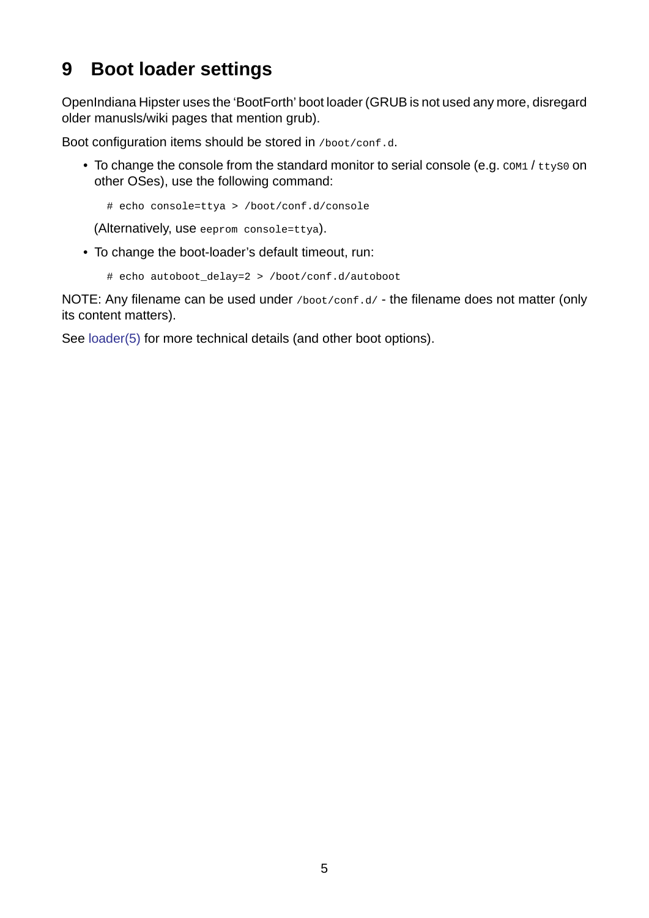# 9 Boot loader settings

OpenIndiana Hipster uses the 'BootForth' boot loader (GRUB is not used any more, disregard older manusls/wiki pages that mention grub).

Boot configuration items should be stored in `/boot/conf.d`.

- To change the console from the standard monitor to serial console (e.g. `COM1` / `ttyS0` on other OSes), use the following command:

  ```
  # echo console=ttya > /boot/conf.d/console
  ```

  (Alternatively, use `eeprom console=ttya`).

- To change the boot-loader's default timeout, run:

  ```
  # echo autoboot_delay=2 > /boot/conf.d/autoboot
  ```

NOTE: Any filename can be used under `/boot/conf.d/` - the filename does not matter (only its content matters).

See loader(5) for more technical details (and other boot options).